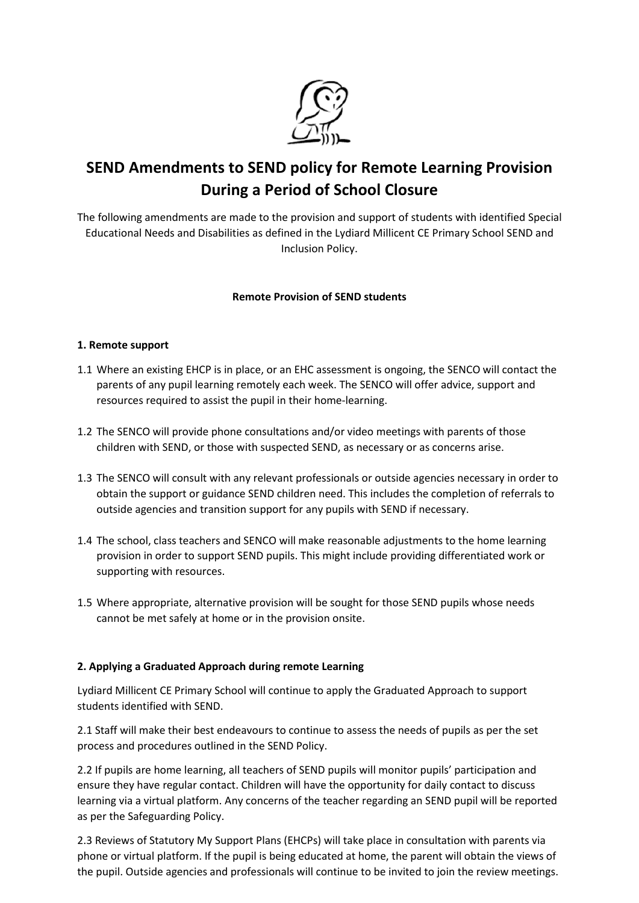# SEND Amendments to SEND policy for Remote Learning Provision During a Period of School Closure

The following amendments are made to the provision and support of students with identified Special Educational Needs and Disabilities as defined in the Lydiard Millicent CE Primary School SEND and Inclusion Policy.

**Remote Provision of SEND students**

### 1. Remote support

1.1 Where an existing EHCP is in place, or an EHC assessment is ongoing, the SENCO will contact the parents of any pupil learning remotely each week. The SENCO will offer advice, support and resources required to assist the pupil in their home-learning.

1.2 The SENCO will provide phone consultations and/or video meetings with parents of those children with SEND, or those with suspected SEND, as necessary or as concerns arise.

1.3 The SENCO will consult with any relevant professionals or outside agencies necessary in order to obtain the support or guidance SEND children need. This includes the completion of referrals to outside agencies and transition support for any pupils with SEND if necessary.

1.4 The school, class teachers and SENCO will make reasonable adjustments to the home learning provision in order to support SEND pupils. This might include providing differentiated work or supporting with resources.

1.5 Where appropriate, alternative provision will be sought for those SEND pupils whose needs cannot be met safely at home or in the provision onsite.

### 2. Applying a Graduated Approach during remote Learning

Lydiard Millicent CE Primary School will continue to apply the Graduated Approach to support students identified with SEND.

2.1 Staff will make their best endeavours to continue to assess the needs of pupils as per the set process and procedures outlined in the SEND Policy.

2.2 If pupils are home learning, all teachers of SEND pupils will monitor pupils' participation and ensure they have regular contact. Children will have the opportunity for daily contact to discuss learning via a virtual platform. Any concerns of the teacher regarding an SEND pupil will be reported as per the Safeguarding Policy.

2.3 Reviews of Statutory My Support Plans (EHCPs) will take place in consultation with parents via phone or virtual platform. If the pupil is being educated at home, the parent will obtain the views of the pupil. Outside agencies and professionals will continue to be invited to join the review meetings.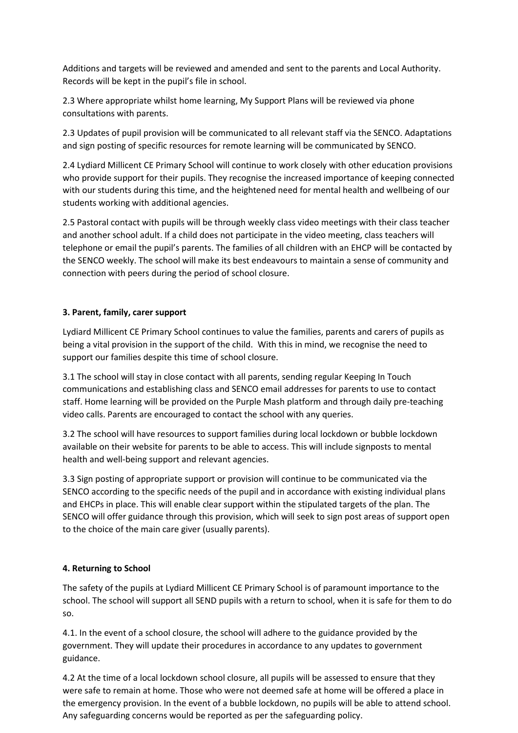Additions and targets will be reviewed and amended and sent to the parents and Local Authority. Records will be kept in the pupil's file in school.

2.3 Where appropriate whilst home learning, My Support Plans will be reviewed via phone consultations with parents.

2.3 Updates of pupil provision will be communicated to all relevant staff via the SENCO. Adaptations and sign posting of specific resources for remote learning will be communicated by SENCO.

2.4 Lydiard Millicent CE Primary School will continue to work closely with other education provisions who provide support for their pupils. They recognise the increased importance of keeping connected with our students during this time, and the heightened need for mental health and wellbeing of our students working with additional agencies.

2.5 Pastoral contact with pupils will be through weekly class video meetings with their class teacher and another school adult. If a child does not participate in the video meeting, class teachers will telephone or email the pupil's parents. The families of all children with an EHCP will be contacted by the SENCO weekly. The school will make its best endeavours to maintain a sense of community and connection with peers during the period of school closure.

**3. Parent, family, carer support**

Lydiard Millicent CE Primary School continues to value the families, parents and carers of pupils as being a vital provision in the support of the child. With this in mind, we recognise the need to support our families despite this time of school closure.

3.1 The school will stay in close contact with all parents, sending regular Keeping In Touch communications and establishing class and SENCO email addresses for parents to use to contact staff. Home learning will be provided on the Purple Mash platform and through daily pre-teaching video calls. Parents are encouraged to contact the school with any queries.

3.2 The school will have resources to support families during local lockdown or bubble lockdown available on their website for parents to be able to access. This will include signposts to mental health and well-being support and relevant agencies.

3.3 Sign posting of appropriate support or provision will continue to be communicated via the SENCO according to the specific needs of the pupil and in accordance with existing individual plans and EHCPs in place. This will enable clear support within the stipulated targets of the plan. The SENCO will offer guidance through this provision, which will seek to sign post areas of support open to the choice of the main care giver (usually parents).

**4. Returning to School**

The safety of the pupils at Lydiard Millicent CE Primary School is of paramount importance to the school. The school will support all SEND pupils with a return to school, when it is safe for them to do so.

4.1. In the event of a school closure, the school will adhere to the guidance provided by the government. They will update their procedures in accordance to any updates to government guidance.

4.2 At the time of a local lockdown school closure, all pupils will be assessed to ensure that they were safe to remain at home. Those who were not deemed safe at home will be offered a place in the emergency provision. In the event of a bubble lockdown, no pupils will be able to attend school. Any safeguarding concerns would be reported as per the safeguarding policy.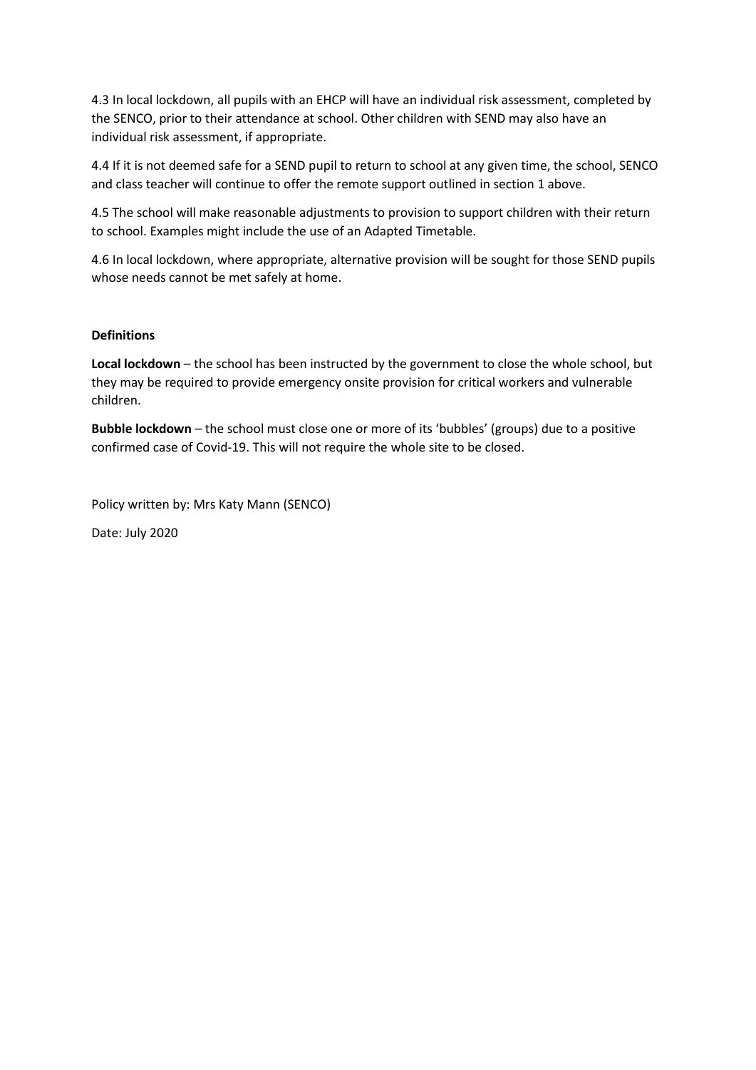4.3 In local lockdown, all pupils with an EHCP will have an individual risk assessment, completed by the SENCO, prior to their attendance at school. Other children with SEND may also have an individual risk assessment, if appropriate.

4.4 If it is not deemed safe for a SEND pupil to return to school at any given time, the school, SENCO and class teacher will continue to offer the remote support outlined in section 1 above.

4.5 The school will make reasonable adjustments to provision to support children with their return to school. Examples might include the use of an Adapted Timetable.

4.6 In local lockdown, where appropriate, alternative provision will be sought for those SEND pupils whose needs cannot be met safely at home.

**Definitions**

**Local lockdown** – the school has been instructed by the government to close the whole school, but they may be required to provide emergency onsite provision for critical workers and vulnerable children.

**Bubble lockdown** – the school must close one or more of its 'bubbles' (groups) due to a positive confirmed case of Covid-19. This will not require the whole site to be closed.

Policy written by: Mrs Katy Mann (SENCO)

Date: July 2020